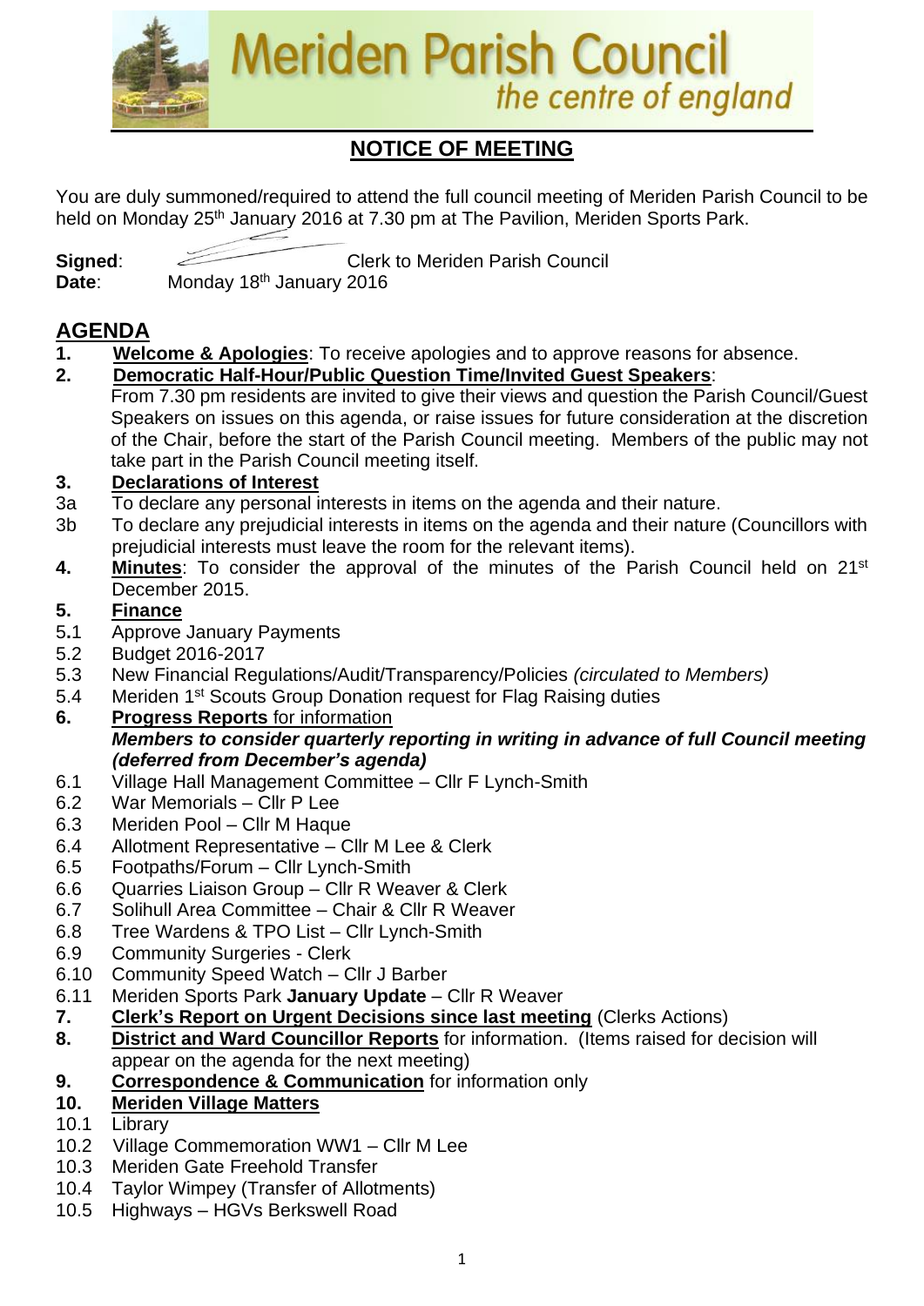# Meriden Parish Council

*the centre of england*

## NOTICE OF MEETING

You are duly summoned/required to attend the full council meeting of Meriden Parish Council to be held on Monday 25th January 2016 at 7.30 pm at The Pavilion, Meriden Sports Park.

**Signed**: Clerk to Meriden Parish Council
**Date**: Monday 18th January 2016

## AGENDA

1. **Welcome & Apologies**: To receive apologies and to approve reasons for absence.
2. **Democratic Half-Hour/Public Question Time/Invited Guest Speakers**: From 7.30 pm residents are invited to give their views and question the Parish Council/Guest Speakers on issues on this agenda, or raise issues for future consideration at the discretion of the Chair, before the start of the Parish Council meeting. Members of the public may not take part in the Parish Council meeting itself.
3. **Declarations of Interest**
   - 3a To declare any personal interests in items on the agenda and their nature.
   - 3b To declare any prejudicial interests in items on the agenda and their nature (Councillors with prejudicial interests must leave the room for the relevant items).
4. **Minutes**: To consider the approval of the minutes of the Parish Council held on 21st December 2015.
5. **Finance**
   - 5.1 Approve January Payments
   - 5.2 Budget 2016-2017
   - 5.3 New Financial Regulations/Audit/Transparency/Policies *(circulated to Members)*
   - 5.4 Meriden 1st Scouts Group Donation request for Flag Raising duties
6. **Progress Reports** for information
   ***Members to consider quarterly reporting in writing in advance of full Council meeting (deferred from December's agenda)***
   - 6.1 Village Hall Management Committee – Cllr F Lynch-Smith
   - 6.2 War Memorials – Cllr P Lee
   - 6.3 Meriden Pool – Cllr M Haque
   - 6.4 Allotment Representative – Cllr M Lee & Clerk
   - 6.5 Footpaths/Forum – Cllr Lynch-Smith
   - 6.6 Quarries Liaison Group – Cllr R Weaver & Clerk
   - 6.7 Solihull Area Committee – Chair & Cllr R Weaver
   - 6.8 Tree Wardens & TPO List – Cllr Lynch-Smith
   - 6.9 Community Surgeries - Clerk
   - 6.10 Community Speed Watch – Cllr J Barber
   - 6.11 Meriden Sports Park **January Update** – Cllr R Weaver
7. **Clerk's Report on Urgent Decisions since last meeting** (Clerks Actions)
8. **District and Ward Councillor Reports** for information. (Items raised for decision will appear on the agenda for the next meeting)
9. **Correspondence & Communication** for information only
10. **Meriden Village Matters**
    - 10.1 Library
    - 10.2 Village Commemoration WW1 – Cllr M Lee
    - 10.3 Meriden Gate Freehold Transfer
    - 10.4 Taylor Wimpey (Transfer of Allotments)
    - 10.5 Highways – HGVs Berkswell Road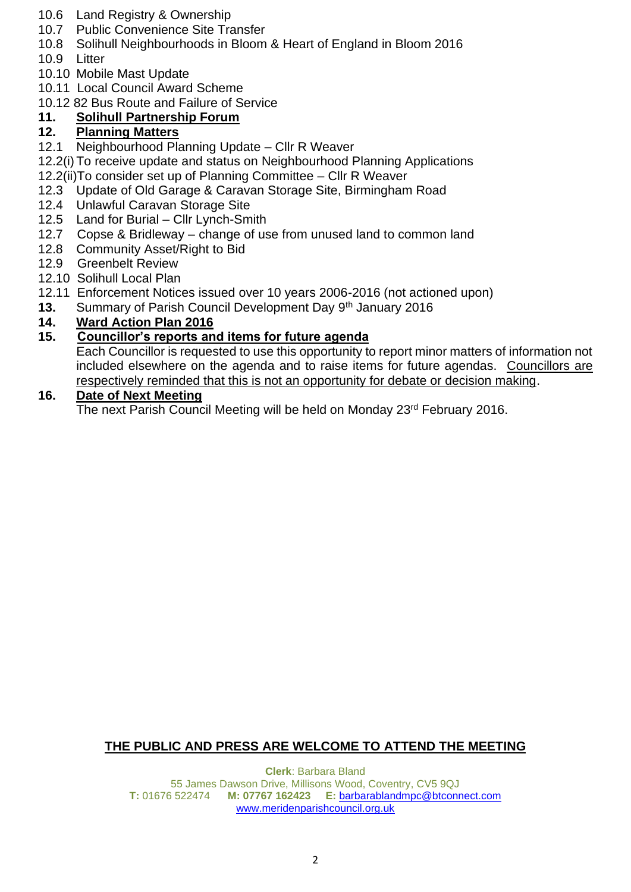10.6 Land Registry & Ownership
10.7 Public Convenience Site Transfer
10.8 Solihull Neighbourhoods in Bloom & Heart of England in Bloom 2016
10.9 Litter
10.10 Mobile Mast Update
10.11 Local Council Award Scheme
10.12 82 Bus Route and Failure of Service

**11. <u>Solihull Partnership Forum</u>**

**12. <u>Planning Matters</u>**

12.1 Neighbourhood Planning Update – Cllr R Weaver
12.2(i) To receive update and status on Neighbourhood Planning Applications
12.2(ii)To consider set up of Planning Committee – Cllr R Weaver
12.3 Update of Old Garage & Caravan Storage Site, Birmingham Road
12.4 Unlawful Caravan Storage Site
12.5 Land for Burial – Cllr Lynch-Smith
12.7 Copse & Bridleway – change of use from unused land to common land
12.8 Community Asset/Right to Bid
12.9 Greenbelt Review
12.10 Solihull Local Plan
12.11 Enforcement Notices issued over 10 years 2006-2016 (not actioned upon)

**13.** Summary of Parish Council Development Day 9th January 2016

**14. <u>Ward Action Plan 2016</u>**

**15. <u>Councillor's reports and items for future agenda</u>**

Each Councillor is requested to use this opportunity to report minor matters of information not included elsewhere on the agenda and to raise items for future agendas. <u>Councillors are respectively reminded that this is not an opportunity for debate or decision making</u>.

**16. <u>Date of Next Meeting</u>**

The next Parish Council Meeting will be held on Monday 23rd February 2016.

**<u>THE PUBLIC AND PRESS ARE WELCOME TO ATTEND THE MEETING</u>**

**Clerk**: Barbara Bland
55 James Dawson Drive, Millisons Wood, Coventry, CV5 9QJ
**T:** 01676 522474 **M: 07767 162423 E:** barbarablandmpc@btconnect.com
www.meridenparishcouncil.org.uk